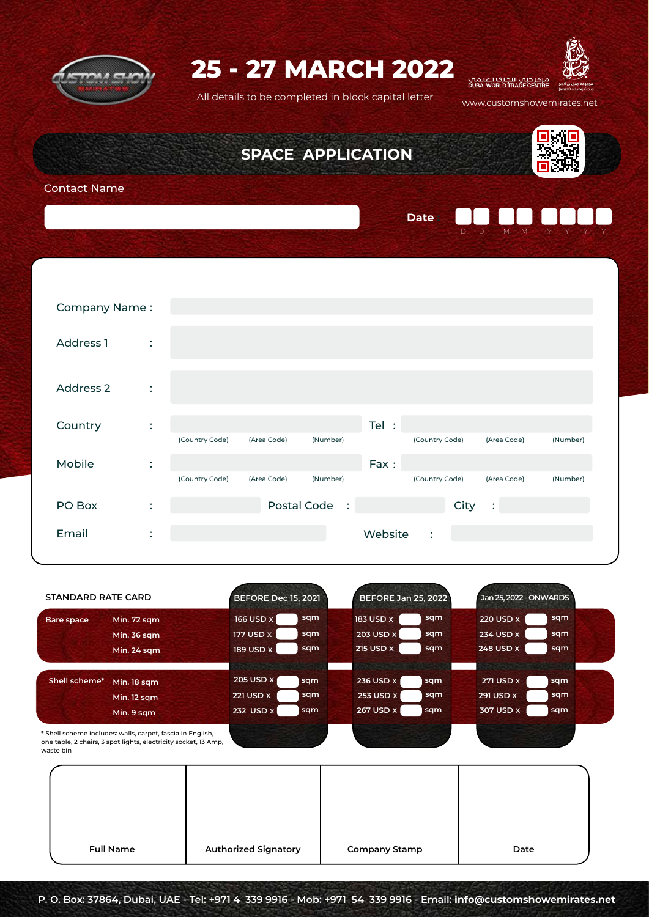# 25 - 27 MARCH 2022

All details to be completed in block capital letter

مركز دبي التجاري العالمي
DUBAI WORLD TRADE CENTRE

www.customshowemirates.net

## SPACE APPLICATION

Contact Name

Date: D D M M Y Y Y Y

Company Name :

Address 1 :

Address 2 :

Country : (Country Code) (Area Code) (Number) — Tel : (Country Code) (Area Code) (Number)

Mobile : (Country Code) (Area Code) (Number) — Fax : (Country Code) (Area Code) (Number)

PO Box : — Postal Code : — City :

Email : — Website :

| STANDARD RATE CARD | | BEFORE Dec 15, 2021 | BEFORE Jan 25, 2022 | Jan 25, 2022 - ONWARDS |
|---|---|---|---|---|
| Bare space | Min. 72 sqm | 166 USD x ___ sqm | 183 USD x ___ sqm | 220 USD x ___ sqm |
| | Min. 36 sqm | 177 USD x ___ sqm | 203 USD x ___ sqm | 234 USD x ___ sqm |
| | Min. 24 sqm | 189 USD x ___ sqm | 215 USD x ___ sqm | 248 USD x ___ sqm |
| Shell scheme* | Min. 18 sqm | 205 USD x ___ sqm | 236 USD x ___ sqm | 271 USD x ___ sqm |
| | Min. 12 sqm | 221 USD x ___ sqm | 253 USD x ___ sqm | 291 USD x ___ sqm |
| | Min. 9 sqm | 232 USD x ___ sqm | 267 USD x ___ sqm | 307 USD x ___ sqm |

* Shell scheme includes: walls, carpet, fascia in English, one table, 2 chairs, 3 spot lights, electricity socket, 13 Amp, waste bin

| Full Name | Authorized Signatory | Company Stamp | Date |
|---|---|---|---|
| | | | |

P. O. Box: 37864, Dubai, UAE - Tel: +971 4 339 9916 - Mob: +971 54 339 9916 - Email: **info@customshowemirates.net**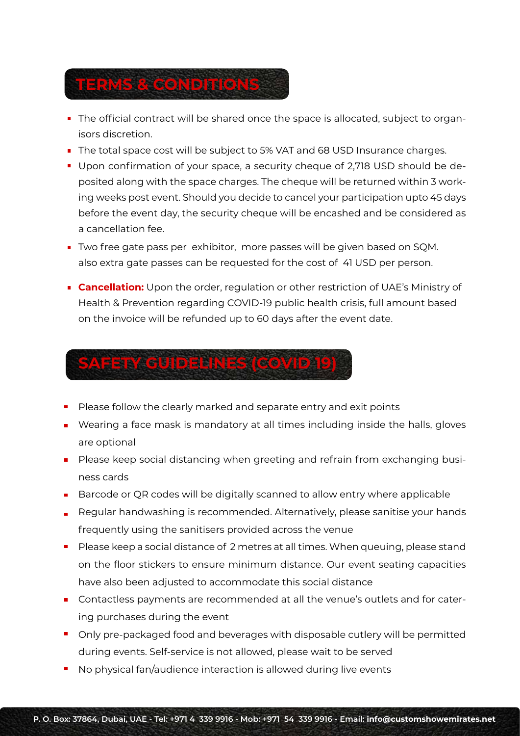## TERMS & CONDITIONS

- The official contract will be shared once the space is allocated, subject to organisors discretion.
- The total space cost will be subject to 5% VAT and 68 USD Insurance charges.
- Upon confirmation of your space, a security cheque of 2,718 USD should be deposited along with the space charges. The cheque will be returned within 3 working weeks post event. Should you decide to cancel your participation upto 45 days before the event day, the security cheque will be encashed and be considered as a cancellation fee.
- Two free gate pass per exhibitor, more passes will be given based on SQM. also extra gate passes can be requested for the cost of 41 USD per person.
- **Cancellation:** Upon the order, regulation or other restriction of UAE's Ministry of Health & Prevention regarding COVID-19 public health crisis, full amount based on the invoice will be refunded up to 60 days after the event date.

## SAFETY GUIDELINES (COVID 19)

- Please follow the clearly marked and separate entry and exit points
- Wearing a face mask is mandatory at all times including inside the halls, gloves are optional
- Please keep social distancing when greeting and refrain from exchanging business cards
- Barcode or QR codes will be digitally scanned to allow entry where applicable
- Regular handwashing is recommended. Alternatively, please sanitise your hands frequently using the sanitisers provided across the venue
- Please keep a social distance of 2 metres at all times. When queuing, please stand on the floor stickers to ensure minimum distance. Our event seating capacities have also been adjusted to accommodate this social distance
- Contactless payments are recommended at all the venue's outlets and for catering purchases during the event
- Only pre-packaged food and beverages with disposable cutlery will be permitted during events. Self-service is not allowed, please wait to be served
- No physical fan/audience interaction is allowed during live events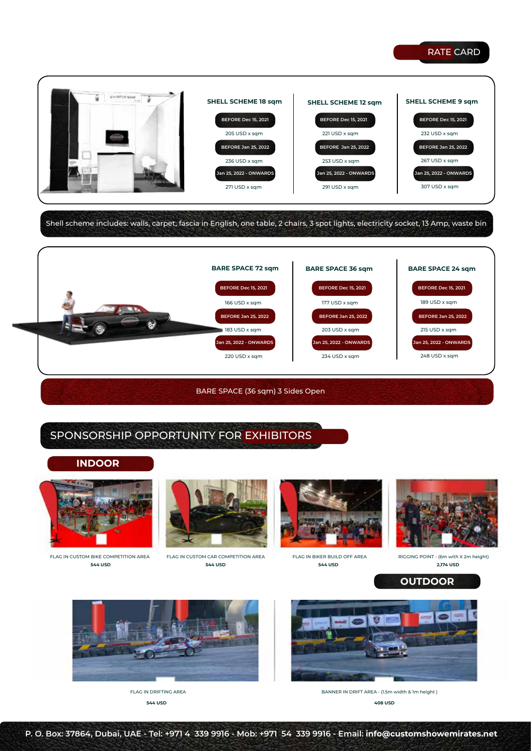## RATE CARD

| | SHELL SCHEME 18 sqm | SHELL SCHEME 12 sqm | SHELL SCHEME 9 sqm |
|---|---|---|---|
| BEFORE Dec 15, 2021 | 205 USD x sqm | 221 USD x sqm | 232 USD x sqm |
| BEFORE Jan 25, 2022 | 236 USD x sqm | 253 USD x sqm | 267 USD x sqm |
| Jan 25, 2022 - ONWARDS | 271 USD x sqm | 291 USD x sqm | 307 USD x sqm |

Shell scheme includes: walls, carpet, fascia in English, one table, 2 chairs, 3 spot lights, electricity socket, 13 Amp, waste bin

| | BARE SPACE 72 sqm | BARE SPACE 36 sqm | BARE SPACE 24 sqm |
|---|---|---|---|
| BEFORE Dec 15, 2021 | 166 USD x sqm | 177 USD x sqm | 189 USD x sqm |
| BEFORE Jan 25, 2022 | 183 USD x sqm | 203 USD x sqm | 215 USD x sqm |
| Jan 25, 2022 - ONWARDS | 220 USD x sqm | 234 USD x sqm | 248 USD x sqm |

BARE SPACE (36 sqm) 3 Sides Open

## SPONSORSHIP OPPORTUNITY FOR EXHIBITORS

### INDOOR

FLAG IN CUSTOM BIKE COMPETITION AREA
**544 USD**

FLAG IN CUSTOM CAR COMPETITION AREA
**544 USD**

FLAG IN BIKER BUILD OFF AREA
**544 USD**

RIGGING POINT - (6m with X 2m height)
**2,174 USD**

### OUTDOOR

FLAG IN DRIFTING AREA
**544 USD**

BANNER IN DRIFT AREA - (1.5m width & 1m height )
**408 USD**

P. O. Box: 37864, Dubai, UAE - Tel: +971 4 339 9916 - Mob: +971 54 339 9916 - Email: **info@customshowemirates.net**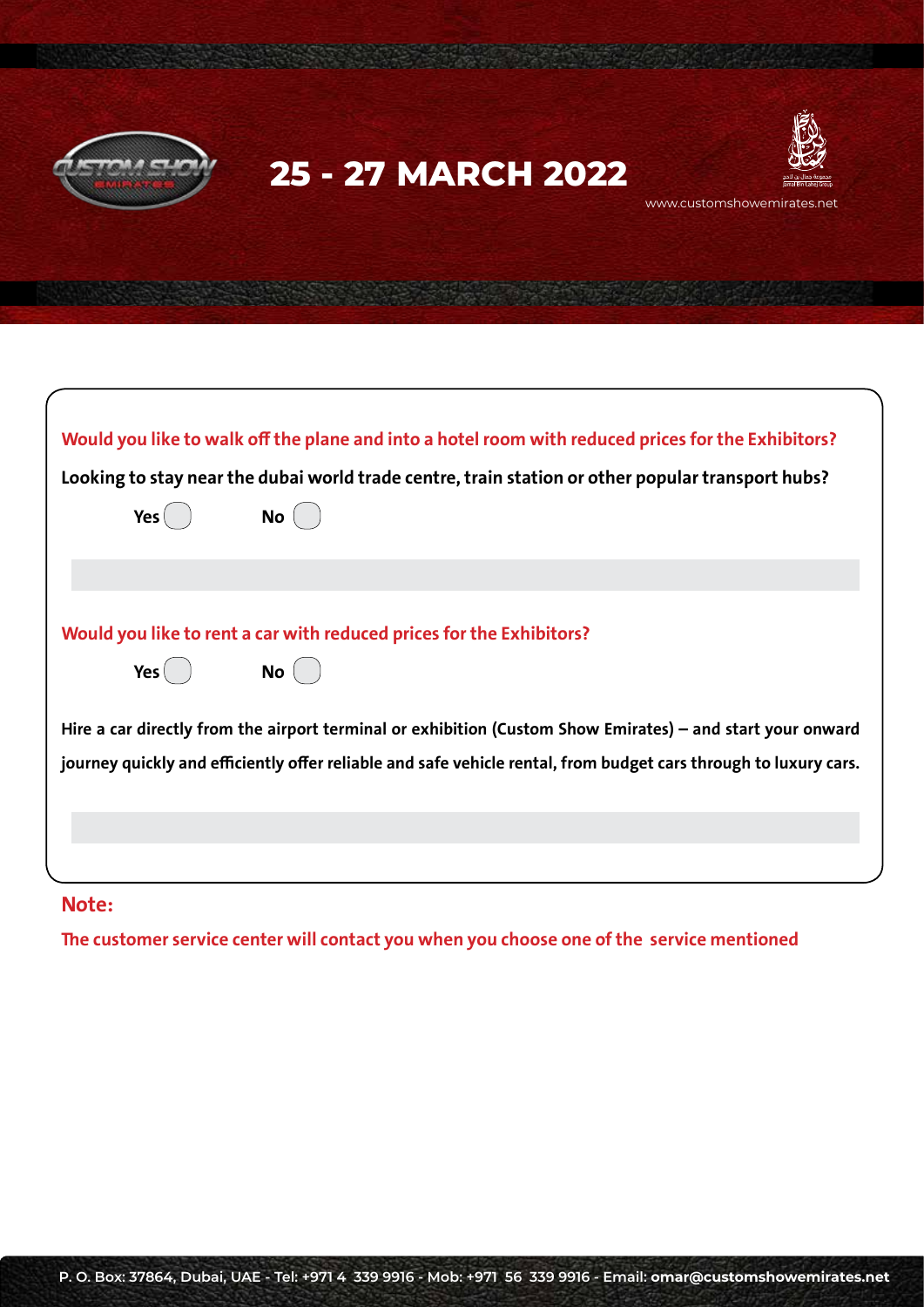# 25 - 27 MARCH 2022

www.customshowemirates.net

**Would you like to walk off the plane and into a hotel room with reduced prices for the Exhibitors?**

**Looking to stay near the dubai world trade centre, train station or other popular transport hubs?**

**Yes** ☐ **No** ☐

**Would you like to rent a car with reduced prices for the Exhibitors?**

**Yes** ☐ **No** ☐

**Hire a car directly from the airport terminal or exhibition (Custom Show Emirates) – and start your onward journey quickly and efficiently offer reliable and safe vehicle rental, from budget cars through to luxury cars.**

## Note:

**The customer service center will contact you when you choose one of the service mentioned**

P. O. Box: 37864, Dubai, UAE - Tel: +971 4 339 9916 - Mob: +971 56 339 9916 - Email: **omar@customshowemirates.net**